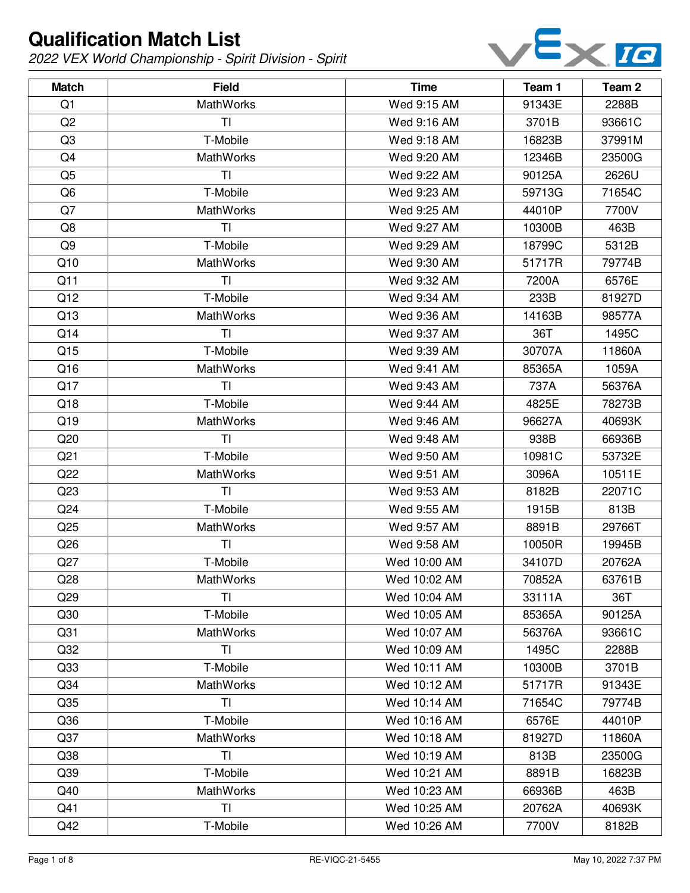# Qualification Match List

*2022 VEX World Championship - Spirit Division - Spirit*

| Match | Field | Time | Team 1 | Team 2 |
|---|---|---|---|---|
| Q1 | MathWorks | Wed 9:15 AM | 91343E | 2288B |
| Q2 | TI | Wed 9:16 AM | 3701B | 93661C |
| Q3 | T-Mobile | Wed 9:18 AM | 16823B | 37991M |
| Q4 | MathWorks | Wed 9:20 AM | 12346B | 23500G |
| Q5 | TI | Wed 9:22 AM | 90125A | 2626U |
| Q6 | T-Mobile | Wed 9:23 AM | 59713G | 71654C |
| Q7 | MathWorks | Wed 9:25 AM | 44010P | 7700V |
| Q8 | TI | Wed 9:27 AM | 10300B | 463B |
| Q9 | T-Mobile | Wed 9:29 AM | 18799C | 5312B |
| Q10 | MathWorks | Wed 9:30 AM | 51717R | 79774B |
| Q11 | TI | Wed 9:32 AM | 7200A | 6576E |
| Q12 | T-Mobile | Wed 9:34 AM | 233B | 81927D |
| Q13 | MathWorks | Wed 9:36 AM | 14163B | 98577A |
| Q14 | TI | Wed 9:37 AM | 36T | 1495C |
| Q15 | T-Mobile | Wed 9:39 AM | 30707A | 11860A |
| Q16 | MathWorks | Wed 9:41 AM | 85365A | 1059A |
| Q17 | TI | Wed 9:43 AM | 737A | 56376A |
| Q18 | T-Mobile | Wed 9:44 AM | 4825E | 78273B |
| Q19 | MathWorks | Wed 9:46 AM | 96627A | 40693K |
| Q20 | TI | Wed 9:48 AM | 938B | 66936B |
| Q21 | T-Mobile | Wed 9:50 AM | 10981C | 53732E |
| Q22 | MathWorks | Wed 9:51 AM | 3096A | 10511E |
| Q23 | TI | Wed 9:53 AM | 8182B | 22071C |
| Q24 | T-Mobile | Wed 9:55 AM | 1915B | 813B |
| Q25 | MathWorks | Wed 9:57 AM | 8891B | 29766T |
| Q26 | TI | Wed 9:58 AM | 10050R | 19945B |
| Q27 | T-Mobile | Wed 10:00 AM | 34107D | 20762A |
| Q28 | MathWorks | Wed 10:02 AM | 70852A | 63761B |
| Q29 | TI | Wed 10:04 AM | 33111A | 36T |
| Q30 | T-Mobile | Wed 10:05 AM | 85365A | 90125A |
| Q31 | MathWorks | Wed 10:07 AM | 56376A | 93661C |
| Q32 | TI | Wed 10:09 AM | 1495C | 2288B |
| Q33 | T-Mobile | Wed 10:11 AM | 10300B | 3701B |
| Q34 | MathWorks | Wed 10:12 AM | 51717R | 91343E |
| Q35 | TI | Wed 10:14 AM | 71654C | 79774B |
| Q36 | T-Mobile | Wed 10:16 AM | 6576E | 44010P |
| Q37 | MathWorks | Wed 10:18 AM | 81927D | 11860A |
| Q38 | TI | Wed 10:19 AM | 813B | 23500G |
| Q39 | T-Mobile | Wed 10:21 AM | 8891B | 16823B |
| Q40 | MathWorks | Wed 10:23 AM | 66936B | 463B |
| Q41 | TI | Wed 10:25 AM | 20762A | 40693K |
| Q42 | T-Mobile | Wed 10:26 AM | 7700V | 8182B |

RE-VIQC-21-5455

May 10, 2022 7:37 PM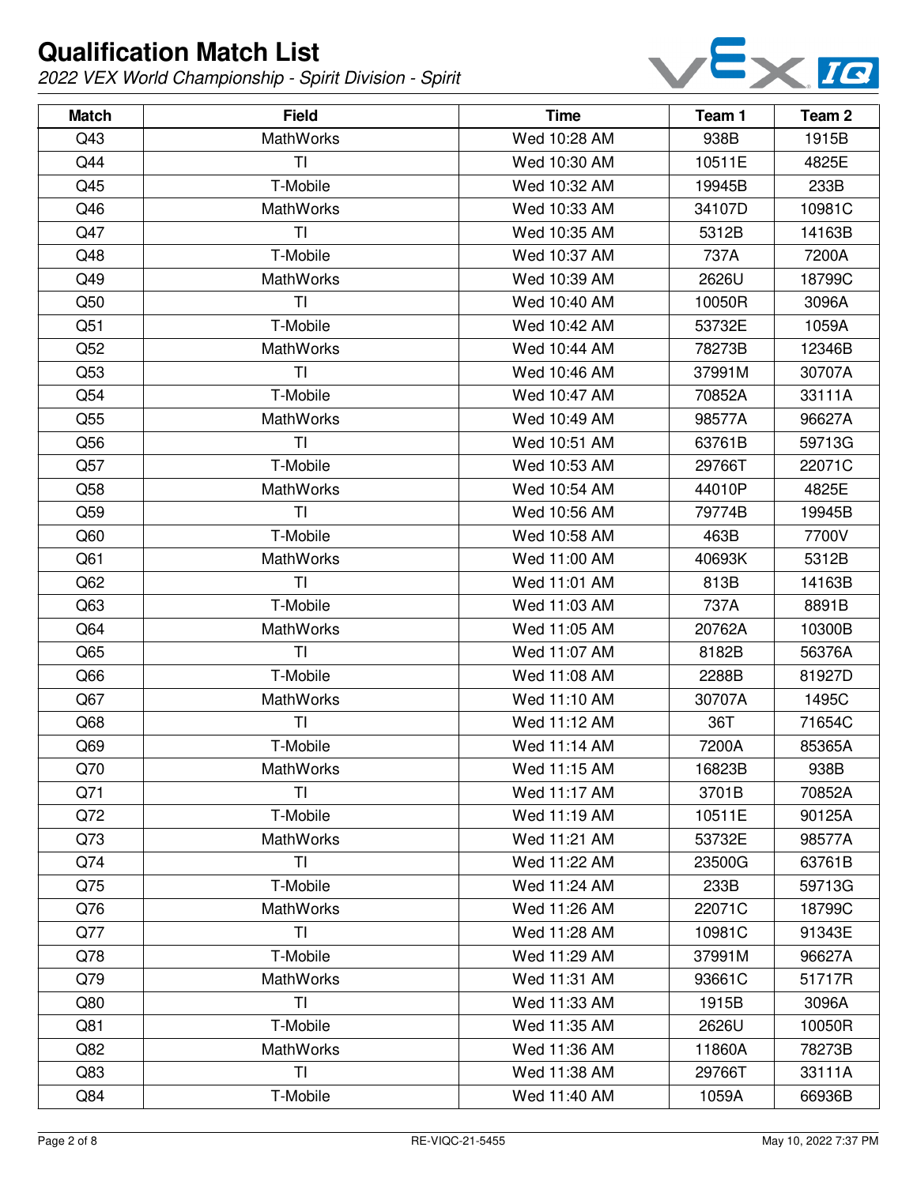# Qualification Match List

*2022 VEX World Championship - Spirit Division - Spirit*

| Match | Field | Time | Team 1 | Team 2 |
|---|---|---|---|---|
| Q43 | MathWorks | Wed 10:28 AM | 938B | 1915B |
| Q44 | TI | Wed 10:30 AM | 10511E | 4825E |
| Q45 | T-Mobile | Wed 10:32 AM | 19945B | 233B |
| Q46 | MathWorks | Wed 10:33 AM | 34107D | 10981C |
| Q47 | TI | Wed 10:35 AM | 5312B | 14163B |
| Q48 | T-Mobile | Wed 10:37 AM | 737A | 7200A |
| Q49 | MathWorks | Wed 10:39 AM | 2626U | 18799C |
| Q50 | TI | Wed 10:40 AM | 10050R | 3096A |
| Q51 | T-Mobile | Wed 10:42 AM | 53732E | 1059A |
| Q52 | MathWorks | Wed 10:44 AM | 78273B | 12346B |
| Q53 | TI | Wed 10:46 AM | 37991M | 30707A |
| Q54 | T-Mobile | Wed 10:47 AM | 70852A | 33111A |
| Q55 | MathWorks | Wed 10:49 AM | 98577A | 96627A |
| Q56 | TI | Wed 10:51 AM | 63761B | 59713G |
| Q57 | T-Mobile | Wed 10:53 AM | 29766T | 22071C |
| Q58 | MathWorks | Wed 10:54 AM | 44010P | 4825E |
| Q59 | TI | Wed 10:56 AM | 79774B | 19945B |
| Q60 | T-Mobile | Wed 10:58 AM | 463B | 7700V |
| Q61 | MathWorks | Wed 11:00 AM | 40693K | 5312B |
| Q62 | TI | Wed 11:01 AM | 813B | 14163B |
| Q63 | T-Mobile | Wed 11:03 AM | 737A | 8891B |
| Q64 | MathWorks | Wed 11:05 AM | 20762A | 10300B |
| Q65 | TI | Wed 11:07 AM | 8182B | 56376A |
| Q66 | T-Mobile | Wed 11:08 AM | 2288B | 81927D |
| Q67 | MathWorks | Wed 11:10 AM | 30707A | 1495C |
| Q68 | TI | Wed 11:12 AM | 36T | 71654C |
| Q69 | T-Mobile | Wed 11:14 AM | 7200A | 85365A |
| Q70 | MathWorks | Wed 11:15 AM | 16823B | 938B |
| Q71 | TI | Wed 11:17 AM | 3701B | 70852A |
| Q72 | T-Mobile | Wed 11:19 AM | 10511E | 90125A |
| Q73 | MathWorks | Wed 11:21 AM | 53732E | 98577A |
| Q74 | TI | Wed 11:22 AM | 23500G | 63761B |
| Q75 | T-Mobile | Wed 11:24 AM | 233B | 59713G |
| Q76 | MathWorks | Wed 11:26 AM | 22071C | 18799C |
| Q77 | TI | Wed 11:28 AM | 10981C | 91343E |
| Q78 | T-Mobile | Wed 11:29 AM | 37991M | 96627A |
| Q79 | MathWorks | Wed 11:31 AM | 93661C | 51717R |
| Q80 | TI | Wed 11:33 AM | 1915B | 3096A |
| Q81 | T-Mobile | Wed 11:35 AM | 2626U | 10050R |
| Q82 | MathWorks | Wed 11:36 AM | 11860A | 78273B |
| Q83 | TI | Wed 11:38 AM | 29766T | 33111A |
| Q84 | T-Mobile | Wed 11:40 AM | 1059A | 66936B |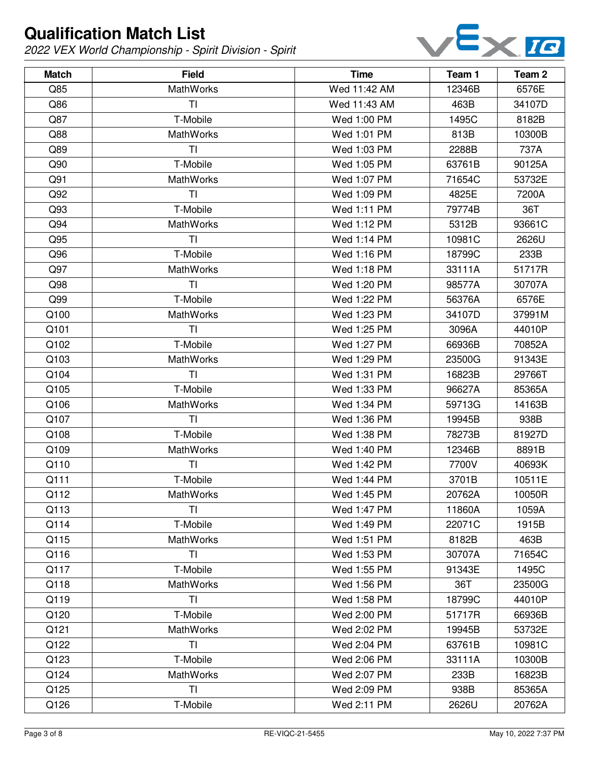# Qualification Match List

*2022 VEX World Championship - Spirit Division - Spirit*

| Match | Field | Time | Team 1 | Team 2 |
|---|---|---|---|---|
| Q85 | MathWorks | Wed 11:42 AM | 12346B | 6576E |
| Q86 | TI | Wed 11:43 AM | 463B | 34107D |
| Q87 | T-Mobile | Wed 1:00 PM | 1495C | 8182B |
| Q88 | MathWorks | Wed 1:01 PM | 813B | 10300B |
| Q89 | TI | Wed 1:03 PM | 2288B | 737A |
| Q90 | T-Mobile | Wed 1:05 PM | 63761B | 90125A |
| Q91 | MathWorks | Wed 1:07 PM | 71654C | 53732E |
| Q92 | TI | Wed 1:09 PM | 4825E | 7200A |
| Q93 | T-Mobile | Wed 1:11 PM | 79774B | 36T |
| Q94 | MathWorks | Wed 1:12 PM | 5312B | 93661C |
| Q95 | TI | Wed 1:14 PM | 10981C | 2626U |
| Q96 | T-Mobile | Wed 1:16 PM | 18799C | 233B |
| Q97 | MathWorks | Wed 1:18 PM | 33111A | 51717R |
| Q98 | TI | Wed 1:20 PM | 98577A | 30707A |
| Q99 | T-Mobile | Wed 1:22 PM | 56376A | 6576E |
| Q100 | MathWorks | Wed 1:23 PM | 34107D | 37991M |
| Q101 | TI | Wed 1:25 PM | 3096A | 44010P |
| Q102 | T-Mobile | Wed 1:27 PM | 66936B | 70852A |
| Q103 | MathWorks | Wed 1:29 PM | 23500G | 91343E |
| Q104 | TI | Wed 1:31 PM | 16823B | 29766T |
| Q105 | T-Mobile | Wed 1:33 PM | 96627A | 85365A |
| Q106 | MathWorks | Wed 1:34 PM | 59713G | 14163B |
| Q107 | TI | Wed 1:36 PM | 19945B | 938B |
| Q108 | T-Mobile | Wed 1:38 PM | 78273B | 81927D |
| Q109 | MathWorks | Wed 1:40 PM | 12346B | 8891B |
| Q110 | TI | Wed 1:42 PM | 7700V | 40693K |
| Q111 | T-Mobile | Wed 1:44 PM | 3701B | 10511E |
| Q112 | MathWorks | Wed 1:45 PM | 20762A | 10050R |
| Q113 | TI | Wed 1:47 PM | 11860A | 1059A |
| Q114 | T-Mobile | Wed 1:49 PM | 22071C | 1915B |
| Q115 | MathWorks | Wed 1:51 PM | 8182B | 463B |
| Q116 | TI | Wed 1:53 PM | 30707A | 71654C |
| Q117 | T-Mobile | Wed 1:55 PM | 91343E | 1495C |
| Q118 | MathWorks | Wed 1:56 PM | 36T | 23500G |
| Q119 | TI | Wed 1:58 PM | 18799C | 44010P |
| Q120 | T-Mobile | Wed 2:00 PM | 51717R | 66936B |
| Q121 | MathWorks | Wed 2:02 PM | 19945B | 53732E |
| Q122 | TI | Wed 2:04 PM | 63761B | 10981C |
| Q123 | T-Mobile | Wed 2:06 PM | 33111A | 10300B |
| Q124 | MathWorks | Wed 2:07 PM | 233B | 16823B |
| Q125 | TI | Wed 2:09 PM | 938B | 85365A |
| Q126 | T-Mobile | Wed 2:11 PM | 2626U | 20762A |

RE-VIQC-21-5455

May 10, 2022 7:37 PM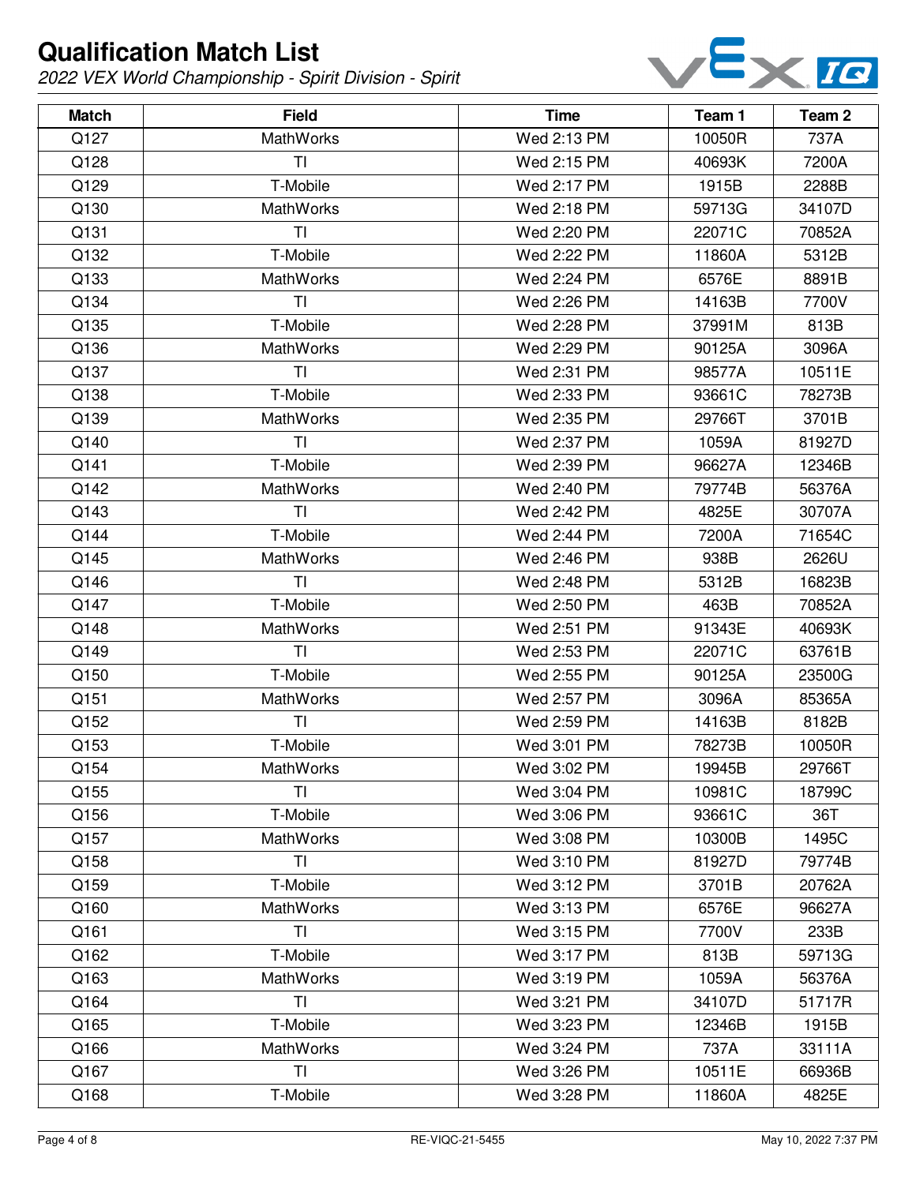# Qualification Match List

*2022 VEX World Championship - Spirit Division - Spirit*

| Match | Field | Time | Team 1 | Team 2 |
|---|---|---|---|---|
| Q127 | MathWorks | Wed 2:13 PM | 10050R | 737A |
| Q128 | TI | Wed 2:15 PM | 40693K | 7200A |
| Q129 | T-Mobile | Wed 2:17 PM | 1915B | 2288B |
| Q130 | MathWorks | Wed 2:18 PM | 59713G | 34107D |
| Q131 | TI | Wed 2:20 PM | 22071C | 70852A |
| Q132 | T-Mobile | Wed 2:22 PM | 11860A | 5312B |
| Q133 | MathWorks | Wed 2:24 PM | 6576E | 8891B |
| Q134 | TI | Wed 2:26 PM | 14163B | 7700V |
| Q135 | T-Mobile | Wed 2:28 PM | 37991M | 813B |
| Q136 | MathWorks | Wed 2:29 PM | 90125A | 3096A |
| Q137 | TI | Wed 2:31 PM | 98577A | 10511E |
| Q138 | T-Mobile | Wed 2:33 PM | 93661C | 78273B |
| Q139 | MathWorks | Wed 2:35 PM | 29766T | 3701B |
| Q140 | TI | Wed 2:37 PM | 1059A | 81927D |
| Q141 | T-Mobile | Wed 2:39 PM | 96627A | 12346B |
| Q142 | MathWorks | Wed 2:40 PM | 79774B | 56376A |
| Q143 | TI | Wed 2:42 PM | 4825E | 30707A |
| Q144 | T-Mobile | Wed 2:44 PM | 7200A | 71654C |
| Q145 | MathWorks | Wed 2:46 PM | 938B | 2626U |
| Q146 | TI | Wed 2:48 PM | 5312B | 16823B |
| Q147 | T-Mobile | Wed 2:50 PM | 463B | 70852A |
| Q148 | MathWorks | Wed 2:51 PM | 91343E | 40693K |
| Q149 | TI | Wed 2:53 PM | 22071C | 63761B |
| Q150 | T-Mobile | Wed 2:55 PM | 90125A | 23500G |
| Q151 | MathWorks | Wed 2:57 PM | 3096A | 85365A |
| Q152 | TI | Wed 2:59 PM | 14163B | 8182B |
| Q153 | T-Mobile | Wed 3:01 PM | 78273B | 10050R |
| Q154 | MathWorks | Wed 3:02 PM | 19945B | 29766T |
| Q155 | TI | Wed 3:04 PM | 10981C | 18799C |
| Q156 | T-Mobile | Wed 3:06 PM | 93661C | 36T |
| Q157 | MathWorks | Wed 3:08 PM | 10300B | 1495C |
| Q158 | TI | Wed 3:10 PM | 81927D | 79774B |
| Q159 | T-Mobile | Wed 3:12 PM | 3701B | 20762A |
| Q160 | MathWorks | Wed 3:13 PM | 6576E | 96627A |
| Q161 | TI | Wed 3:15 PM | 7700V | 233B |
| Q162 | T-Mobile | Wed 3:17 PM | 813B | 59713G |
| Q163 | MathWorks | Wed 3:19 PM | 1059A | 56376A |
| Q164 | TI | Wed 3:21 PM | 34107D | 51717R |
| Q165 | T-Mobile | Wed 3:23 PM | 12346B | 1915B |
| Q166 | MathWorks | Wed 3:24 PM | 737A | 33111A |
| Q167 | TI | Wed 3:26 PM | 10511E | 66936B |
| Q168 | T-Mobile | Wed 3:28 PM | 11860A | 4825E |

RE-VIQC-21-5455

May 10, 2022 7:37 PM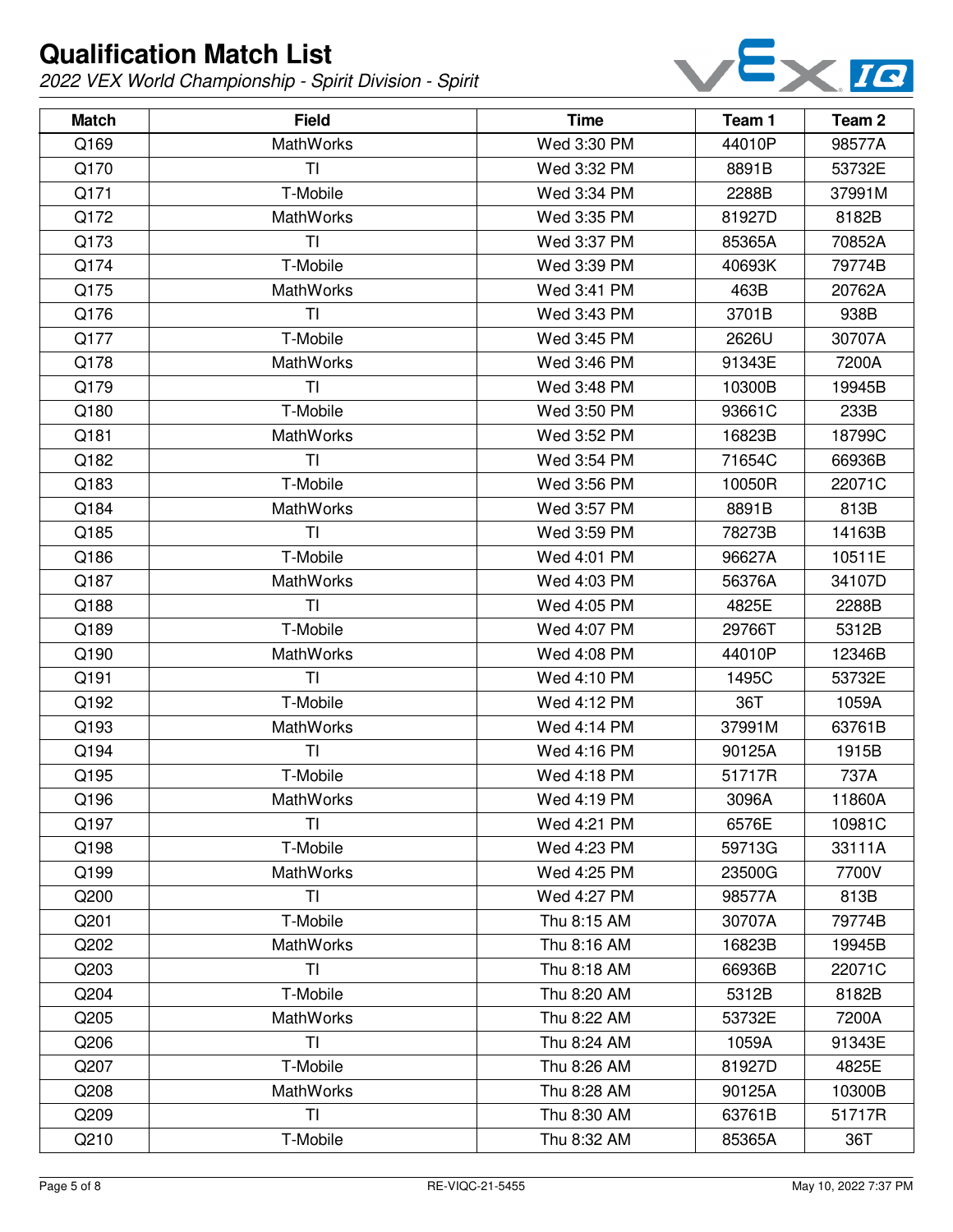# Qualification Match List

*2022 VEX World Championship - Spirit Division - Spirit*

| Match | Field | Time | Team 1 | Team 2 |
|---|---|---|---|---|
| Q169 | MathWorks | Wed 3:30 PM | 44010P | 98577A |
| Q170 | TI | Wed 3:32 PM | 8891B | 53732E |
| Q171 | T-Mobile | Wed 3:34 PM | 2288B | 37991M |
| Q172 | MathWorks | Wed 3:35 PM | 81927D | 8182B |
| Q173 | TI | Wed 3:37 PM | 85365A | 70852A |
| Q174 | T-Mobile | Wed 3:39 PM | 40693K | 79774B |
| Q175 | MathWorks | Wed 3:41 PM | 463B | 20762A |
| Q176 | TI | Wed 3:43 PM | 3701B | 938B |
| Q177 | T-Mobile | Wed 3:45 PM | 2626U | 30707A |
| Q178 | MathWorks | Wed 3:46 PM | 91343E | 7200A |
| Q179 | TI | Wed 3:48 PM | 10300B | 19945B |
| Q180 | T-Mobile | Wed 3:50 PM | 93661C | 233B |
| Q181 | MathWorks | Wed 3:52 PM | 16823B | 18799C |
| Q182 | TI | Wed 3:54 PM | 71654C | 66936B |
| Q183 | T-Mobile | Wed 3:56 PM | 10050R | 22071C |
| Q184 | MathWorks | Wed 3:57 PM | 8891B | 813B |
| Q185 | TI | Wed 3:59 PM | 78273B | 14163B |
| Q186 | T-Mobile | Wed 4:01 PM | 96627A | 10511E |
| Q187 | MathWorks | Wed 4:03 PM | 56376A | 34107D |
| Q188 | TI | Wed 4:05 PM | 4825E | 2288B |
| Q189 | T-Mobile | Wed 4:07 PM | 29766T | 5312B |
| Q190 | MathWorks | Wed 4:08 PM | 44010P | 12346B |
| Q191 | TI | Wed 4:10 PM | 1495C | 53732E |
| Q192 | T-Mobile | Wed 4:12 PM | 36T | 1059A |
| Q193 | MathWorks | Wed 4:14 PM | 37991M | 63761B |
| Q194 | TI | Wed 4:16 PM | 90125A | 1915B |
| Q195 | T-Mobile | Wed 4:18 PM | 51717R | 737A |
| Q196 | MathWorks | Wed 4:19 PM | 3096A | 11860A |
| Q197 | TI | Wed 4:21 PM | 6576E | 10981C |
| Q198 | T-Mobile | Wed 4:23 PM | 59713G | 33111A |
| Q199 | MathWorks | Wed 4:25 PM | 23500G | 7700V |
| Q200 | TI | Wed 4:27 PM | 98577A | 813B |
| Q201 | T-Mobile | Thu 8:15 AM | 30707A | 79774B |
| Q202 | MathWorks | Thu 8:16 AM | 16823B | 19945B |
| Q203 | TI | Thu 8:18 AM | 66936B | 22071C |
| Q204 | T-Mobile | Thu 8:20 AM | 5312B | 8182B |
| Q205 | MathWorks | Thu 8:22 AM | 53732E | 7200A |
| Q206 | TI | Thu 8:24 AM | 1059A | 91343E |
| Q207 | T-Mobile | Thu 8:26 AM | 81927D | 4825E |
| Q208 | MathWorks | Thu 8:28 AM | 90125A | 10300B |
| Q209 | TI | Thu 8:30 AM | 63761B | 51717R |
| Q210 | T-Mobile | Thu 8:32 AM | 85365A | 36T |

RE-VIQC-21-5455

May 10, 2022 7:37 PM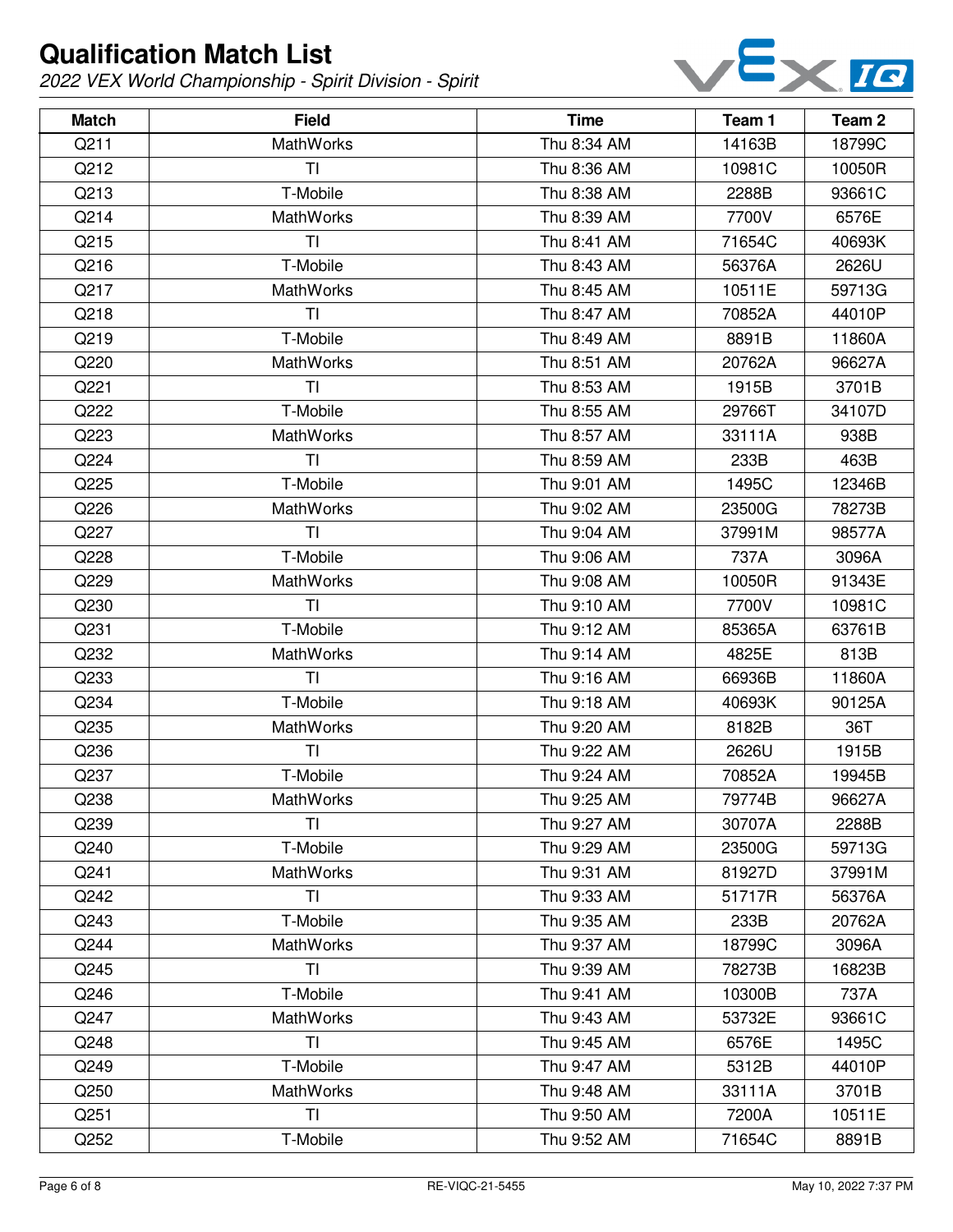# Qualification Match List

*2022 VEX World Championship - Spirit Division - Spirit*

| Match | Field | Time | Team 1 | Team 2 |
|---|---|---|---|---|
| Q211 | MathWorks | Thu 8:34 AM | 14163B | 18799C |
| Q212 | TI | Thu 8:36 AM | 10981C | 10050R |
| Q213 | T-Mobile | Thu 8:38 AM | 2288B | 93661C |
| Q214 | MathWorks | Thu 8:39 AM | 7700V | 6576E |
| Q215 | TI | Thu 8:41 AM | 71654C | 40693K |
| Q216 | T-Mobile | Thu 8:43 AM | 56376A | 2626U |
| Q217 | MathWorks | Thu 8:45 AM | 10511E | 59713G |
| Q218 | TI | Thu 8:47 AM | 70852A | 44010P |
| Q219 | T-Mobile | Thu 8:49 AM | 8891B | 11860A |
| Q220 | MathWorks | Thu 8:51 AM | 20762A | 96627A |
| Q221 | TI | Thu 8:53 AM | 1915B | 3701B |
| Q222 | T-Mobile | Thu 8:55 AM | 29766T | 34107D |
| Q223 | MathWorks | Thu 8:57 AM | 33111A | 938B |
| Q224 | TI | Thu 8:59 AM | 233B | 463B |
| Q225 | T-Mobile | Thu 9:01 AM | 1495C | 12346B |
| Q226 | MathWorks | Thu 9:02 AM | 23500G | 78273B |
| Q227 | TI | Thu 9:04 AM | 37991M | 98577A |
| Q228 | T-Mobile | Thu 9:06 AM | 737A | 3096A |
| Q229 | MathWorks | Thu 9:08 AM | 10050R | 91343E |
| Q230 | TI | Thu 9:10 AM | 7700V | 10981C |
| Q231 | T-Mobile | Thu 9:12 AM | 85365A | 63761B |
| Q232 | MathWorks | Thu 9:14 AM | 4825E | 813B |
| Q233 | TI | Thu 9:16 AM | 66936B | 11860A |
| Q234 | T-Mobile | Thu 9:18 AM | 40693K | 90125A |
| Q235 | MathWorks | Thu 9:20 AM | 8182B | 36T |
| Q236 | TI | Thu 9:22 AM | 2626U | 1915B |
| Q237 | T-Mobile | Thu 9:24 AM | 70852A | 19945B |
| Q238 | MathWorks | Thu 9:25 AM | 79774B | 96627A |
| Q239 | TI | Thu 9:27 AM | 30707A | 2288B |
| Q240 | T-Mobile | Thu 9:29 AM | 23500G | 59713G |
| Q241 | MathWorks | Thu 9:31 AM | 81927D | 37991M |
| Q242 | TI | Thu 9:33 AM | 51717R | 56376A |
| Q243 | T-Mobile | Thu 9:35 AM | 233B | 20762A |
| Q244 | MathWorks | Thu 9:37 AM | 18799C | 3096A |
| Q245 | TI | Thu 9:39 AM | 78273B | 16823B |
| Q246 | T-Mobile | Thu 9:41 AM | 10300B | 737A |
| Q247 | MathWorks | Thu 9:43 AM | 53732E | 93661C |
| Q248 | TI | Thu 9:45 AM | 6576E | 1495C |
| Q249 | T-Mobile | Thu 9:47 AM | 5312B | 44010P |
| Q250 | MathWorks | Thu 9:48 AM | 33111A | 3701B |
| Q251 | TI | Thu 9:50 AM | 7200A | 10511E |
| Q252 | T-Mobile | Thu 9:52 AM | 71654C | 8891B |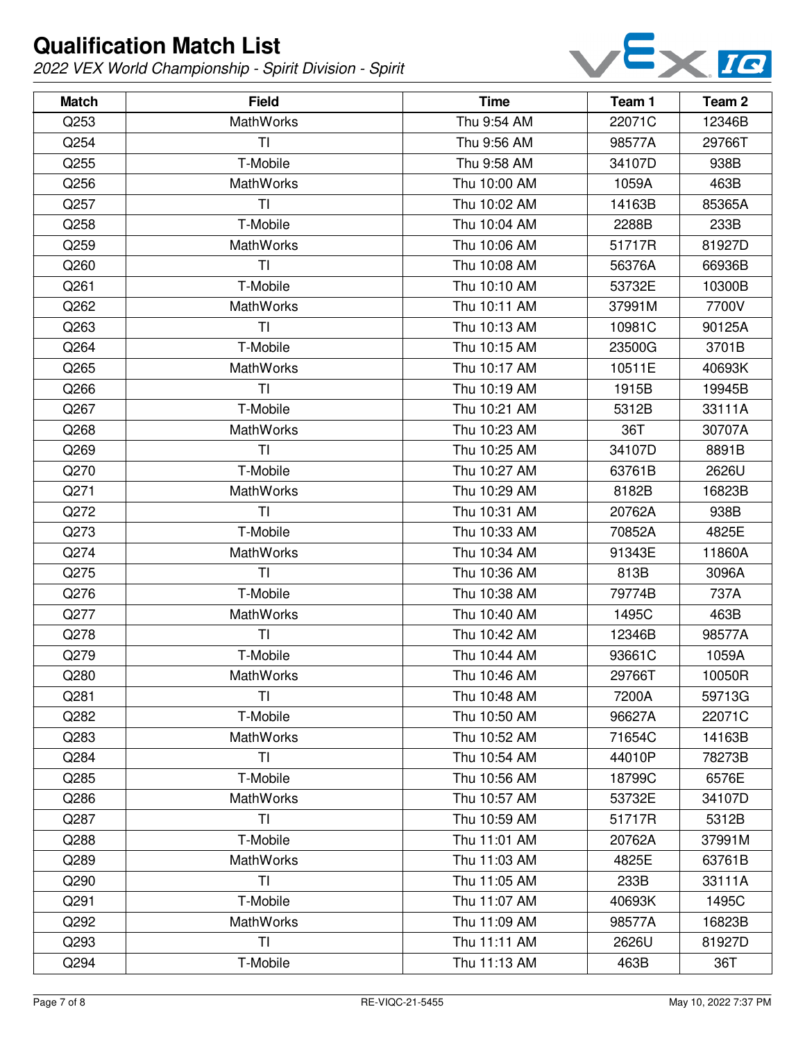# Qualification Match List

*2022 VEX World Championship - Spirit Division - Spirit*

| Match | Field | Time | Team 1 | Team 2 |
|---|---|---|---|---|
| Q253 | MathWorks | Thu 9:54 AM | 22071C | 12346B |
| Q254 | TI | Thu 9:56 AM | 98577A | 29766T |
| Q255 | T-Mobile | Thu 9:58 AM | 34107D | 938B |
| Q256 | MathWorks | Thu 10:00 AM | 1059A | 463B |
| Q257 | TI | Thu 10:02 AM | 14163B | 85365A |
| Q258 | T-Mobile | Thu 10:04 AM | 2288B | 233B |
| Q259 | MathWorks | Thu 10:06 AM | 51717R | 81927D |
| Q260 | TI | Thu 10:08 AM | 56376A | 66936B |
| Q261 | T-Mobile | Thu 10:10 AM | 53732E | 10300B |
| Q262 | MathWorks | Thu 10:11 AM | 37991M | 7700V |
| Q263 | TI | Thu 10:13 AM | 10981C | 90125A |
| Q264 | T-Mobile | Thu 10:15 AM | 23500G | 3701B |
| Q265 | MathWorks | Thu 10:17 AM | 10511E | 40693K |
| Q266 | TI | Thu 10:19 AM | 1915B | 19945B |
| Q267 | T-Mobile | Thu 10:21 AM | 5312B | 33111A |
| Q268 | MathWorks | Thu 10:23 AM | 36T | 30707A |
| Q269 | TI | Thu 10:25 AM | 34107D | 8891B |
| Q270 | T-Mobile | Thu 10:27 AM | 63761B | 2626U |
| Q271 | MathWorks | Thu 10:29 AM | 8182B | 16823B |
| Q272 | TI | Thu 10:31 AM | 20762A | 938B |
| Q273 | T-Mobile | Thu 10:33 AM | 70852A | 4825E |
| Q274 | MathWorks | Thu 10:34 AM | 91343E | 11860A |
| Q275 | TI | Thu 10:36 AM | 813B | 3096A |
| Q276 | T-Mobile | Thu 10:38 AM | 79774B | 737A |
| Q277 | MathWorks | Thu 10:40 AM | 1495C | 463B |
| Q278 | TI | Thu 10:42 AM | 12346B | 98577A |
| Q279 | T-Mobile | Thu 10:44 AM | 93661C | 1059A |
| Q280 | MathWorks | Thu 10:46 AM | 29766T | 10050R |
| Q281 | TI | Thu 10:48 AM | 7200A | 59713G |
| Q282 | T-Mobile | Thu 10:50 AM | 96627A | 22071C |
| Q283 | MathWorks | Thu 10:52 AM | 71654C | 14163B |
| Q284 | TI | Thu 10:54 AM | 44010P | 78273B |
| Q285 | T-Mobile | Thu 10:56 AM | 18799C | 6576E |
| Q286 | MathWorks | Thu 10:57 AM | 53732E | 34107D |
| Q287 | TI | Thu 10:59 AM | 51717R | 5312B |
| Q288 | T-Mobile | Thu 11:01 AM | 20762A | 37991M |
| Q289 | MathWorks | Thu 11:03 AM | 4825E | 63761B |
| Q290 | TI | Thu 11:05 AM | 233B | 33111A |
| Q291 | T-Mobile | Thu 11:07 AM | 40693K | 1495C |
| Q292 | MathWorks | Thu 11:09 AM | 98577A | 16823B |
| Q293 | TI | Thu 11:11 AM | 2626U | 81927D |
| Q294 | T-Mobile | Thu 11:13 AM | 463B | 36T |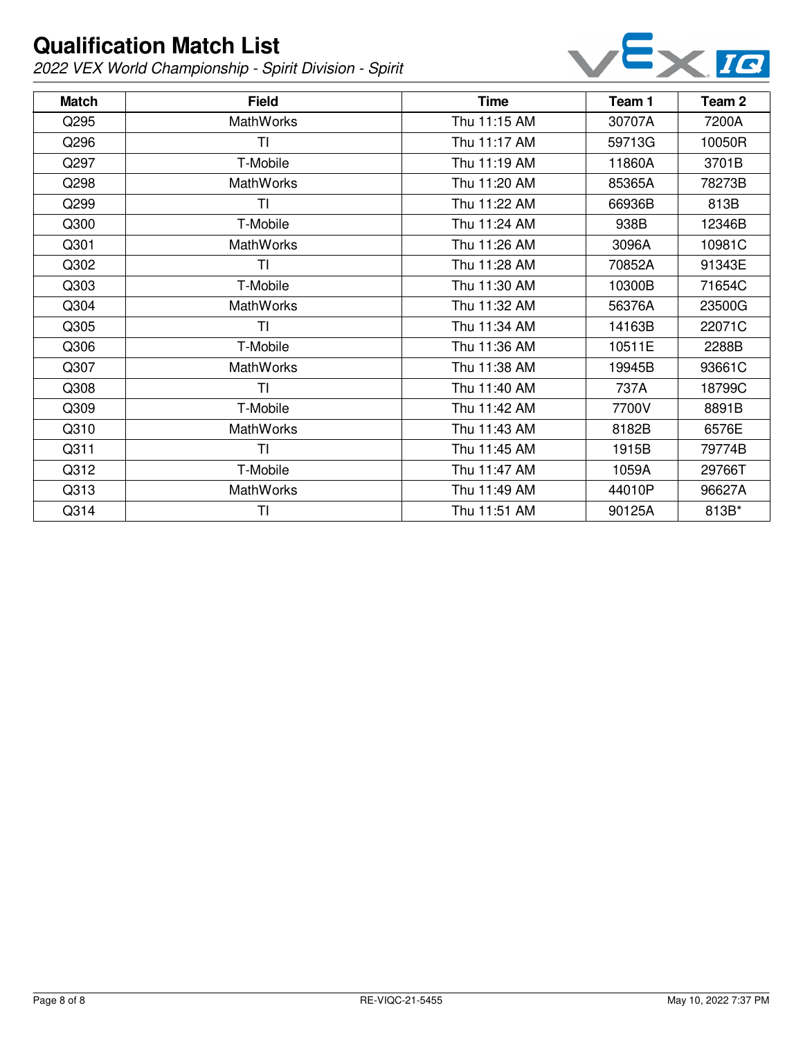# Qualification Match List

*2022 VEX World Championship - Spirit Division - Spirit*

| Match | Field | Time | Team 1 | Team 2 |
|---|---|---|---|---|
| Q295 | MathWorks | Thu 11:15 AM | 30707A | 7200A |
| Q296 | TI | Thu 11:17 AM | 59713G | 10050R |
| Q297 | T-Mobile | Thu 11:19 AM | 11860A | 3701B |
| Q298 | MathWorks | Thu 11:20 AM | 85365A | 78273B |
| Q299 | TI | Thu 11:22 AM | 66936B | 813B |
| Q300 | T-Mobile | Thu 11:24 AM | 938B | 12346B |
| Q301 | MathWorks | Thu 11:26 AM | 3096A | 10981C |
| Q302 | TI | Thu 11:28 AM | 70852A | 91343E |
| Q303 | T-Mobile | Thu 11:30 AM | 10300B | 71654C |
| Q304 | MathWorks | Thu 11:32 AM | 56376A | 23500G |
| Q305 | TI | Thu 11:34 AM | 14163B | 22071C |
| Q306 | T-Mobile | Thu 11:36 AM | 10511E | 2288B |
| Q307 | MathWorks | Thu 11:38 AM | 19945B | 93661C |
| Q308 | TI | Thu 11:40 AM | 737A | 18799C |
| Q309 | T-Mobile | Thu 11:42 AM | 7700V | 8891B |
| Q310 | MathWorks | Thu 11:43 AM | 8182B | 6576E |
| Q311 | TI | Thu 11:45 AM | 1915B | 79774B |
| Q312 | T-Mobile | Thu 11:47 AM | 1059A | 29766T |
| Q313 | MathWorks | Thu 11:49 AM | 44010P | 96627A |
| Q314 | TI | Thu 11:51 AM | 90125A | 813B* |

RE-VIQC-21-5455

May 10, 2022 7:37 PM